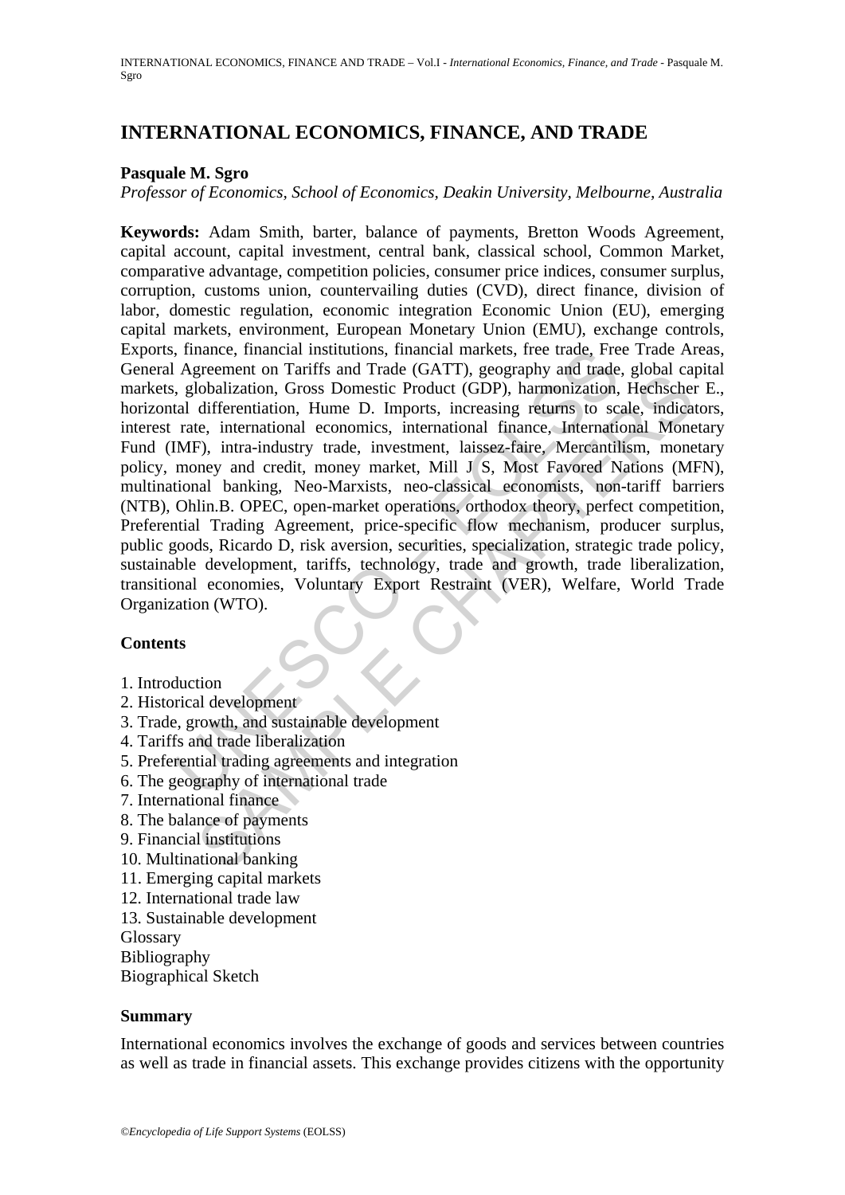# INTERNATIONAL ECONOMICS, FINANCE, AND TRADE

**Pasquale M. Sgro**

*Professor of Economics, School of Economics, Deakin University, Melbourne, Australia*

**Keywords:** Adam Smith, barter, balance of payments, Bretton Woods Agreement, capital account, capital investment, central bank, classical school, Common Market, comparative advantage, competition policies, consumer price indices, consumer surplus, corruption, customs union, countervailing duties (CVD), direct finance, division of labor, domestic regulation, economic integration Economic Union (EU), emerging capital markets, environment, European Monetary Union (EMU), exchange controls, Exports, finance, financial institutions, financial markets, free trade, Free Trade Areas, General Agreement on Tariffs and Trade (GATT), geography and trade, global capital markets, globalization, Gross Domestic Product (GDP), harmonization, Hechscher E., horizontal differentiation, Hume D. Imports, increasing returns to scale, indicators, interest rate, international economics, international finance, International Monetary Fund (IMF), intra-industry trade, investment, laissez-faire, Mercantilism, monetary policy, money and credit, money market, Mill J S, Most Favored Nations (MFN), multinational banking, Neo-Marxists, neo-classical economists, non-tariff barriers (NTB), Ohlin.B. OPEC, open-market operations, orthodox theory, perfect competition, Preferential Trading Agreement, price-specific flow mechanism, producer surplus, public goods, Ricardo D, risk aversion, securities, specialization, strategic trade policy, sustainable development, tariffs, technology, trade and growth, trade liberalization, transitional economies, Voluntary Export Restraint (VER), Welfare, World Trade Organization (WTO).

## Contents

1. Introduction
2. Historical development
3. Trade, growth, and sustainable development
4. Tariffs and trade liberalization
5. Preferential trading agreements and integration
6. The geography of international trade
7. International finance
8. The balance of payments
9. Financial institutions
10. Multinational banking
11. Emerging capital markets
12. International trade law
13. Sustainable development

Glossary

Bibliography

Biographical Sketch

## Summary

International economics involves the exchange of goods and services between countries as well as trade in financial assets. This exchange provides citizens with the opportunity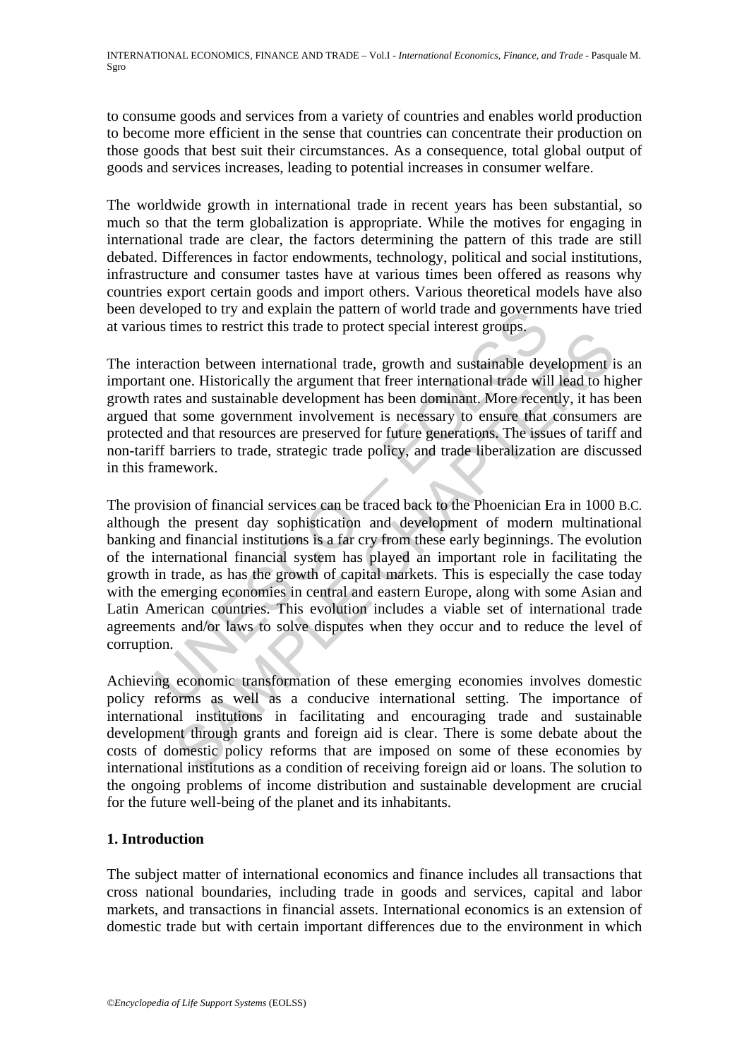to consume goods and services from a variety of countries and enables world production to become more efficient in the sense that countries can concentrate their production on those goods that best suit their circumstances. As a consequence, total global output of goods and services increases, leading to potential increases in consumer welfare.

The worldwide growth in international trade in recent years has been substantial, so much so that the term globalization is appropriate. While the motives for engaging in international trade are clear, the factors determining the pattern of this trade are still debated. Differences in factor endowments, technology, political and social institutions, infrastructure and consumer tastes have at various times been offered as reasons why countries export certain goods and import others. Various theoretical models have also been developed to try and explain the pattern of world trade and governments have tried at various times to restrict this trade to protect special interest groups.

The interaction between international trade, growth and sustainable development is an important one. Historically the argument that freer international trade will lead to higher growth rates and sustainable development has been dominant. More recently, it has been argued that some government involvement is necessary to ensure that consumers are protected and that resources are preserved for future generations. The issues of tariff and non-tariff barriers to trade, strategic trade policy, and trade liberalization are discussed in this framework.

The provision of financial services can be traced back to the Phoenician Era in 1000 B.C. although the present day sophistication and development of modern multinational banking and financial institutions is a far cry from these early beginnings. The evolution of the international financial system has played an important role in facilitating the growth in trade, as has the growth of capital markets. This is especially the case today with the emerging economies in central and eastern Europe, along with some Asian and Latin American countries. This evolution includes a viable set of international trade agreements and/or laws to solve disputes when they occur and to reduce the level of corruption.

Achieving economic transformation of these emerging economies involves domestic policy reforms as well as a conducive international setting. The importance of international institutions in facilitating and encouraging trade and sustainable development through grants and foreign aid is clear. There is some debate about the costs of domestic policy reforms that are imposed on some of these economies by international institutions as a condition of receiving foreign aid or loans. The solution to the ongoing problems of income distribution and sustainable development are crucial for the future well-being of the planet and its inhabitants.

## 1. Introduction

The subject matter of international economics and finance includes all transactions that cross national boundaries, including trade in goods and services, capital and labor markets, and transactions in financial assets. International economics is an extension of domestic trade but with certain important differences due to the environment in which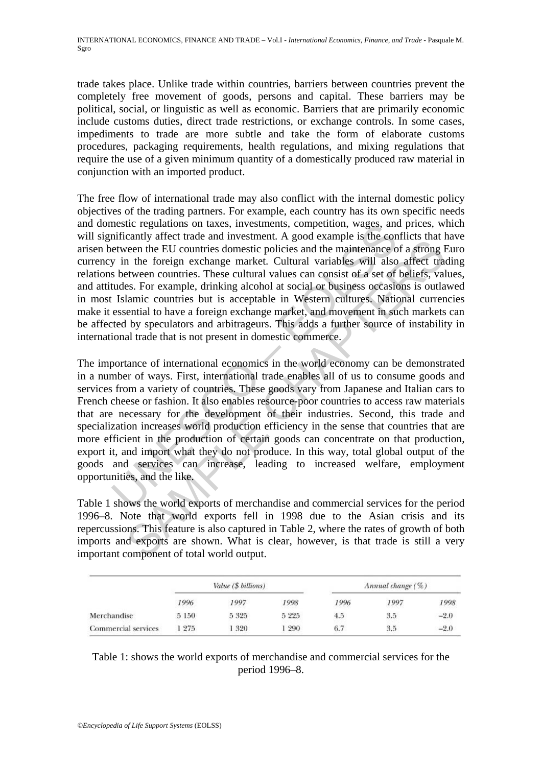trade takes place. Unlike trade within countries, barriers between countries prevent the completely free movement of goods, persons and capital. These barriers may be political, social, or linguistic as well as economic. Barriers that are primarily economic include customs duties, direct trade restrictions, or exchange controls. In some cases, impediments to trade are more subtle and take the form of elaborate customs procedures, packaging requirements, health regulations, and mixing regulations that require the use of a given minimum quantity of a domestically produced raw material in conjunction with an imported product.

The free flow of international trade may also conflict with the internal domestic policy objectives of the trading partners. For example, each country has its own specific needs and domestic regulations on taxes, investments, competition, wages, and prices, which will significantly affect trade and investment. A good example is the conflicts that have arisen between the EU countries domestic policies and the maintenance of a strong Euro currency in the foreign exchange market. Cultural variables will also affect trading relations between countries. These cultural values can consist of a set of beliefs, values, and attitudes. For example, drinking alcohol at social or business occasions is outlawed in most Islamic countries but is acceptable in Western cultures. National currencies make it essential to have a foreign exchange market, and movement in such markets can be affected by speculators and arbitrageurs. This adds a further source of instability in international trade that is not present in domestic commerce.

The importance of international economics in the world economy can be demonstrated in a number of ways. First, international trade enables all of us to consume goods and services from a variety of countries. These goods vary from Japanese and Italian cars to French cheese or fashion. It also enables resource-poor countries to access raw materials that are necessary for the development of their industries. Second, this trade and specialization increases world production efficiency in the sense that countries that are more efficient in the production of certain goods can concentrate on that production, export it, and import what they do not produce. In this way, total global output of the goods and services can increase, leading to increased welfare, employment opportunities, and the like.

Table 1 shows the world exports of merchandise and commercial services for the period 1996–8. Note that world exports fell in 1998 due to the Asian crisis and its repercussions. This feature is also captured in Table 2, where the rates of growth of both imports and exports are shown. What is clear, however, is that trade is still a very important component of total world output.

| | *Value ($ billions)* | | | *Annual change (%)* | | |
|---|---|---|---|---|---|---|
| | *1996* | *1997* | *1998* | *1996* | *1997* | *1998* |
| Merchandise | 5 150 | 5 325 | 5 225 | 4.5 | 3.5 | −2.0 |
| Commercial services | 1 275 | 1 320 | 1 290 | 6.7 | 3.5 | −2.0 |

Table 1: shows the world exports of merchandise and commercial services for the period 1996–8.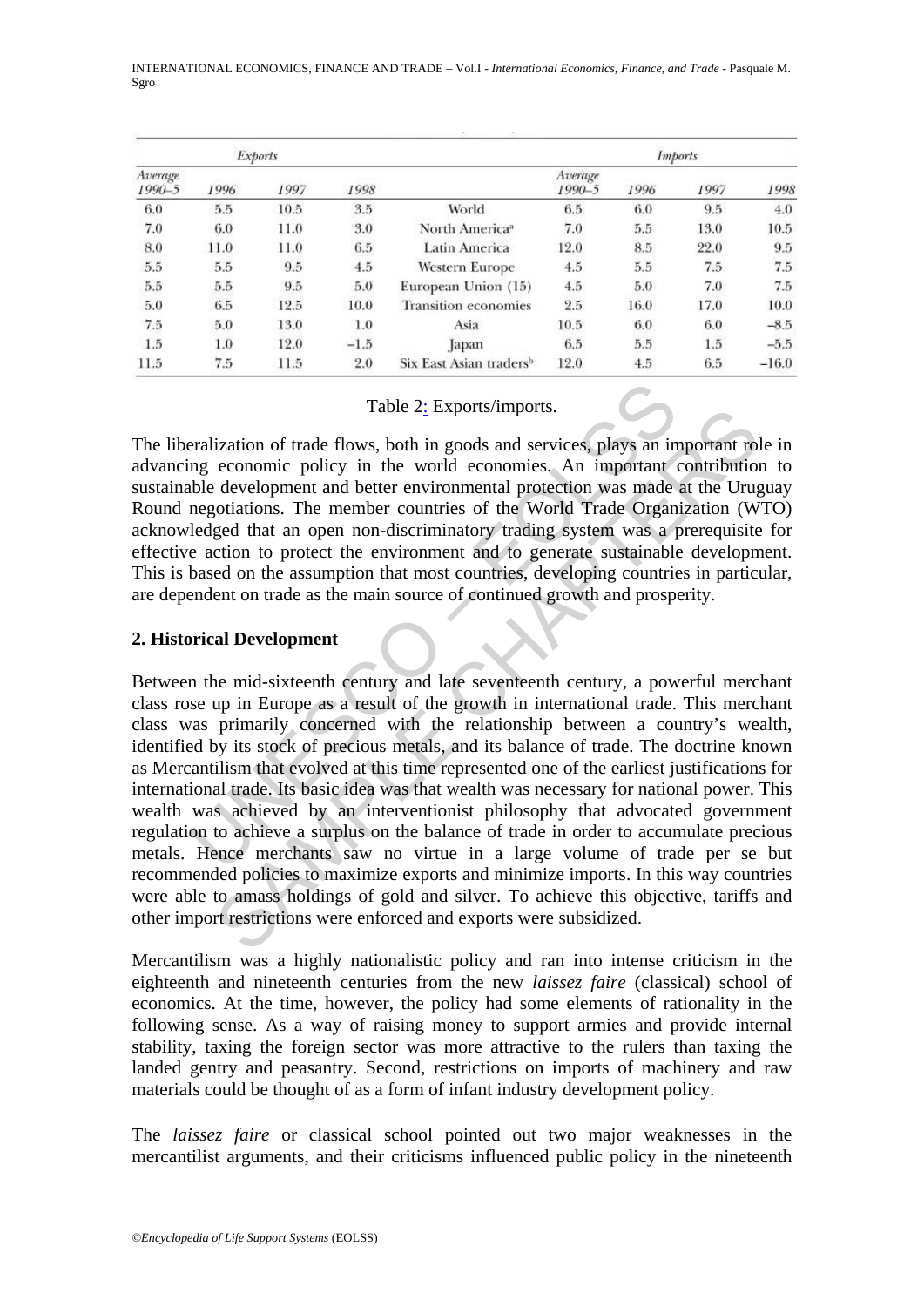| Exports | | | | | Imports | | | |
|---|---|---|---|---|---|---|---|---|
| Average 1990–5 | 1996 | 1997 | 1998 | | Average 1990–5 | 1996 | 1997 | 1998 |
| 6.0 | 5.5 | 10.5 | 3.5 | World | 6.5 | 6.0 | 9.5 | 4.0 |
| 7.0 | 6.0 | 11.0 | 3.0 | North America[a] | 7.0 | 5.5 | 13.0 | 10.5 |
| 8.0 | 11.0 | 11.0 | 6.5 | Latin America | 12.0 | 8.5 | 22.0 | 9.5 |
| 5.5 | 5.5 | 9.5 | 4.5 | Western Europe | 4.5 | 5.5 | 7.5 | 7.5 |
| 5.5 | 5.5 | 9.5 | 5.0 | European Union (15) | 4.5 | 5.0 | 7.0 | 7.5 |
| 5.0 | 6.5 | 12.5 | 10.0 | Transition economies | 2.5 | 16.0 | 17.0 | 10.0 |
| 7.5 | 5.0 | 13.0 | 1.0 | Asia | 10.5 | 6.0 | 6.0 | −8.5 |
| 1.5 | 1.0 | 12.0 | −1.5 | Japan | 6.5 | 5.5 | 1.5 | −5.5 |
| 11.5 | 7.5 | 11.5 | 2.0 | Six East Asian traders[b] | 12.0 | 4.5 | 6.5 | −16.0 |

Table 2: Exports/imports.

The liberalization of trade flows, both in goods and services, plays an important role in advancing economic policy in the world economies. An important contribution to sustainable development and better environmental protection was made at the Uruguay Round negotiations. The member countries of the World Trade Organization (WTO) acknowledged that an open non-discriminatory trading system was a prerequisite for effective action to protect the environment and to generate sustainable development. This is based on the assumption that most countries, developing countries in particular, are dependent on trade as the main source of continued growth and prosperity.

## 2. Historical Development

Between the mid-sixteenth century and late seventeenth century, a powerful merchant class rose up in Europe as a result of the growth in international trade. This merchant class was primarily concerned with the relationship between a country's wealth, identified by its stock of precious metals, and its balance of trade. The doctrine known as Mercantilism that evolved at this time represented one of the earliest justifications for international trade. Its basic idea was that wealth was necessary for national power. This wealth was achieved by an interventionist philosophy that advocated government regulation to achieve a surplus on the balance of trade in order to accumulate precious metals. Hence merchants saw no virtue in a large volume of trade per se but recommended policies to maximize exports and minimize imports. In this way countries were able to amass holdings of gold and silver. To achieve this objective, tariffs and other import restrictions were enforced and exports were subsidized.

Mercantilism was a highly nationalistic policy and ran into intense criticism in the eighteenth and nineteenth centuries from the new *laissez faire* (classical) school of economics. At the time, however, the policy had some elements of rationality in the following sense. As a way of raising money to support armies and provide internal stability, taxing the foreign sector was more attractive to the rulers than taxing the landed gentry and peasantry. Second, restrictions on imports of machinery and raw materials could be thought of as a form of infant industry development policy.

The *laissez faire* or classical school pointed out two major weaknesses in the mercantilist arguments, and their criticisms influenced public policy in the nineteenth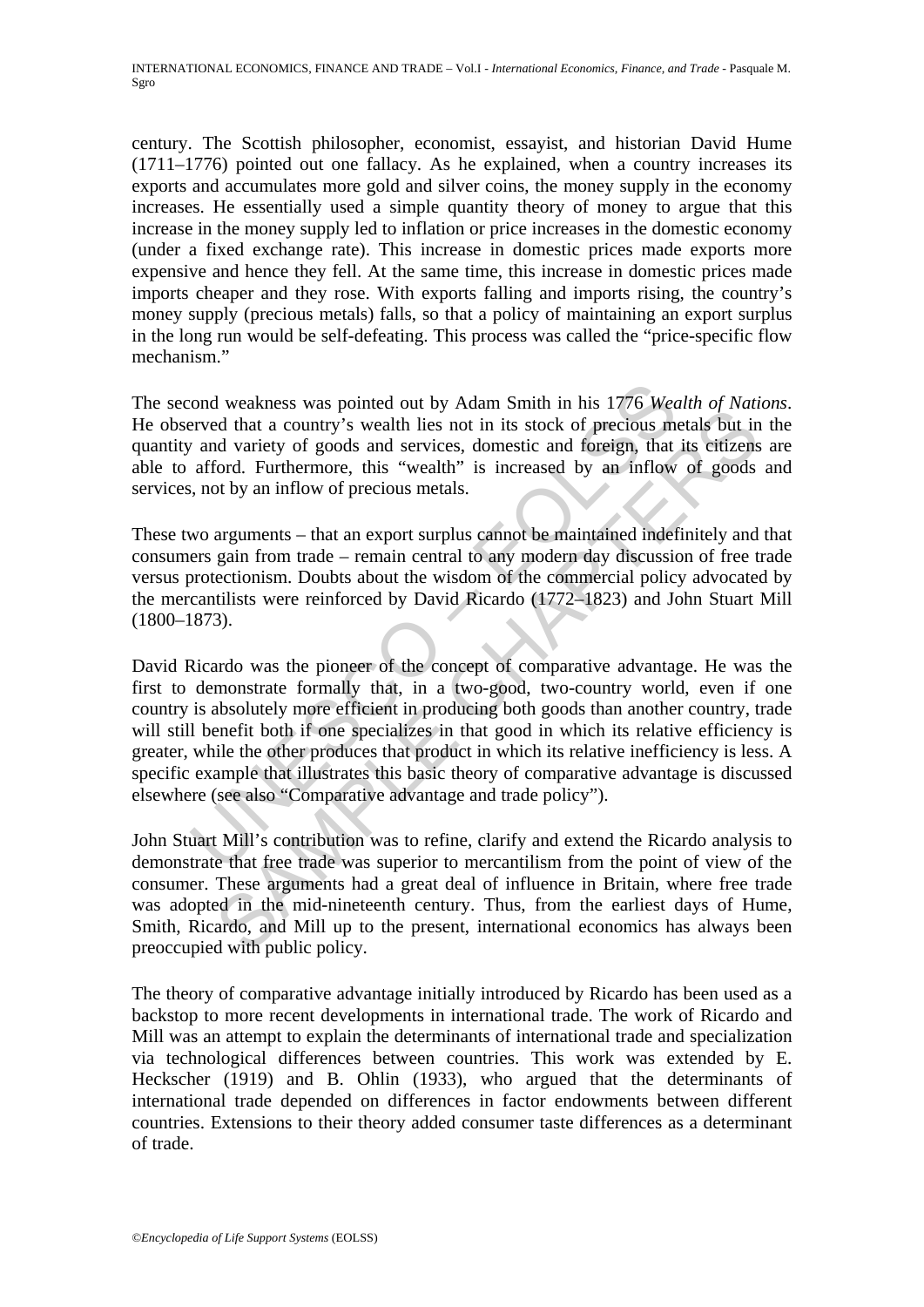century. The Scottish philosopher, economist, essayist, and historian David Hume (1711–1776) pointed out one fallacy. As he explained, when a country increases its exports and accumulates more gold and silver coins, the money supply in the economy increases. He essentially used a simple quantity theory of money to argue that this increase in the money supply led to inflation or price increases in the domestic economy (under a fixed exchange rate). This increase in domestic prices made exports more expensive and hence they fell. At the same time, this increase in domestic prices made imports cheaper and they rose. With exports falling and imports rising, the country's money supply (precious metals) falls, so that a policy of maintaining an export surplus in the long run would be self-defeating. This process was called the "price-specific flow mechanism."

The second weakness was pointed out by Adam Smith in his 1776 *Wealth of Nations*. He observed that a country's wealth lies not in its stock of precious metals but in the quantity and variety of goods and services, domestic and foreign, that its citizens are able to afford. Furthermore, this "wealth" is increased by an inflow of goods and services, not by an inflow of precious metals.

These two arguments – that an export surplus cannot be maintained indefinitely and that consumers gain from trade – remain central to any modern day discussion of free trade versus protectionism. Doubts about the wisdom of the commercial policy advocated by the mercantilists were reinforced by David Ricardo (1772–1823) and John Stuart Mill (1800–1873).

David Ricardo was the pioneer of the concept of comparative advantage. He was the first to demonstrate formally that, in a two-good, two-country world, even if one country is absolutely more efficient in producing both goods than another country, trade will still benefit both if one specializes in that good in which its relative efficiency is greater, while the other produces that product in which its relative inefficiency is less. A specific example that illustrates this basic theory of comparative advantage is discussed elsewhere (see also "Comparative advantage and trade policy").

John Stuart Mill's contribution was to refine, clarify and extend the Ricardo analysis to demonstrate that free trade was superior to mercantilism from the point of view of the consumer. These arguments had a great deal of influence in Britain, where free trade was adopted in the mid-nineteenth century. Thus, from the earliest days of Hume, Smith, Ricardo, and Mill up to the present, international economics has always been preoccupied with public policy.

The theory of comparative advantage initially introduced by Ricardo has been used as a backstop to more recent developments in international trade. The work of Ricardo and Mill was an attempt to explain the determinants of international trade and specialization via technological differences between countries. This work was extended by E. Heckscher (1919) and B. Ohlin (1933), who argued that the determinants of international trade depended on differences in factor endowments between different countries. Extensions to their theory added consumer taste differences as a determinant of trade.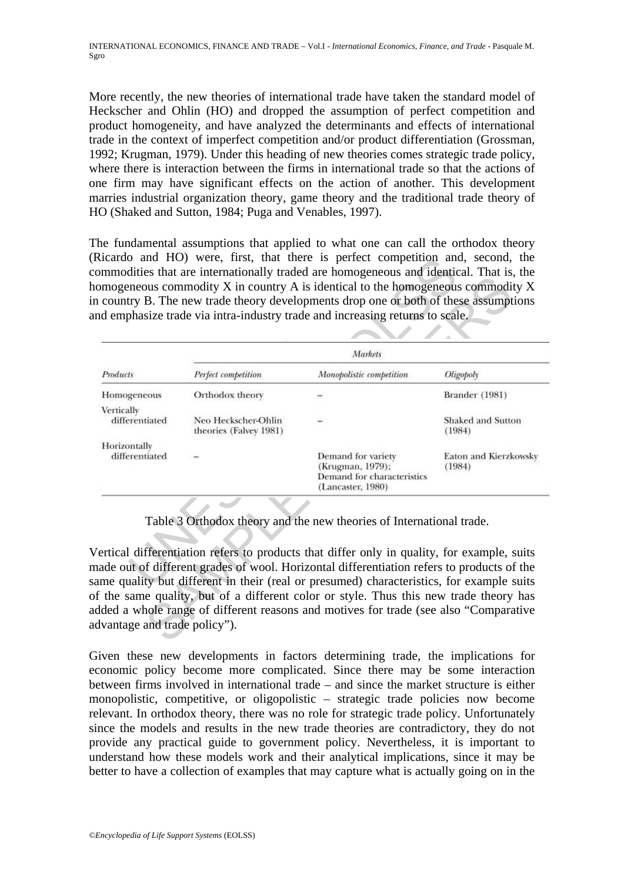More recently, the new theories of international trade have taken the standard model of Heckscher and Ohlin (HO) and dropped the assumption of perfect competition and product homogeneity, and have analyzed the determinants and effects of international trade in the context of imperfect competition and/or product differentiation (Grossman, 1992; Krugman, 1979). Under this heading of new theories comes strategic trade policy, where there is interaction between the firms in international trade so that the actions of one firm may have significant effects on the action of another. This development marries industrial organization theory, game theory and the traditional trade theory of HO (Shaked and Sutton, 1984; Puga and Venables, 1997).

The fundamental assumptions that applied to what one can call the orthodox theory (Ricardo and HO) were, first, that there is perfect competition and, second, the commodities that are internationally traded are homogeneous and identical. That is, the homogeneous commodity X in country A is identical to the homogeneous commodity X in country B. The new trade theory developments drop one or both of these assumptions and emphasize trade via intra-industry trade and increasing returns to scale.

| | *Markets* | | |
|---|---|---|---|
| *Products* | *Perfect competition* | *Monopolistic competition* | *Oligopoly* |
| Homogeneous | Orthodox theory | – | Brander (1981) |
| Vertically differentiated | Neo Heckscher-Ohlin theories (Falvey 1981) | – | Shaked and Sutton (1984) |
| Horizontally differentiated | – | Demand for variety (Krugman, 1979); Demand for characteristics (Lancaster, 1980) | Eaton and Kierzkowsky (1984) |

Table 3 Orthodox theory and the new theories of International trade.

Vertical differentiation refers to products that differ only in quality, for example, suits made out of different grades of wool. Horizontal differentiation refers to products of the same quality but different in their (real or presumed) characteristics, for example suits of the same quality, but of a different color or style. Thus this new trade theory has added a whole range of different reasons and motives for trade (see also "Comparative advantage and trade policy").

Given these new developments in factors determining trade, the implications for economic policy become more complicated. Since there may be some interaction between firms involved in international trade – and since the market structure is either monopolistic, competitive, or oligopolistic – strategic trade policies now become relevant. In orthodox theory, there was no role for strategic trade policy. Unfortunately since the models and results in the new trade theories are contradictory, they do not provide any practical guide to government policy. Nevertheless, it is important to understand how these models work and their analytical implications, since it may be better to have a collection of examples that may capture what is actually going on in the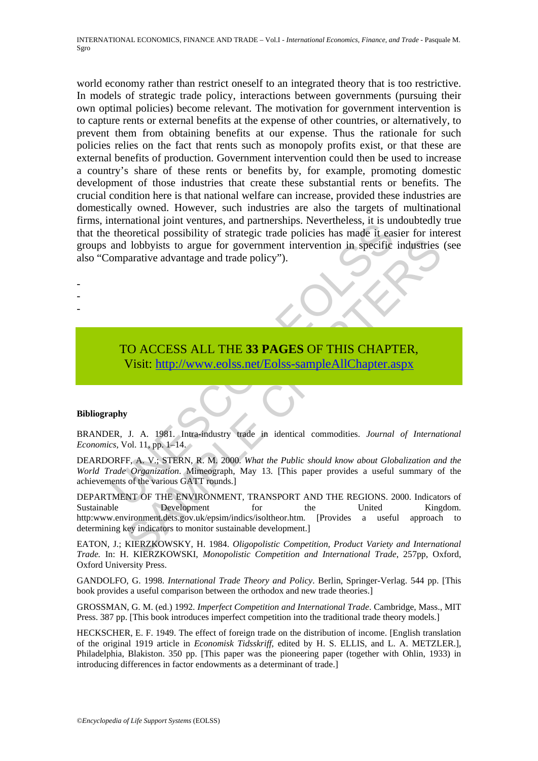world economy rather than restrict oneself to an integrated theory that is too restrictive. In models of strategic trade policy, interactions between governments (pursuing their own optimal policies) become relevant. The motivation for government intervention is to capture rents or external benefits at the expense of other countries, or alternatively, to prevent them from obtaining benefits at our expense. Thus the rationale for such policies relies on the fact that rents such as monopoly profits exist, or that these are external benefits of production. Government intervention could then be used to increase a country's share of these rents or benefits by, for example, promoting domestic development of those industries that create these substantial rents or benefits. The crucial condition here is that national welfare can increase, provided these industries are domestically owned. However, such industries are also the targets of multinational firms, international joint ventures, and partnerships. Nevertheless, it is undoubtedly true that the theoretical possibility of strategic trade policies has made it easier for interest groups and lobbyists to argue for government intervention in specific industries (see also "Comparative advantage and trade policy").

-
-
-

TO ACCESS ALL THE **33 PAGES** OF THIS CHAPTER,
Visit: http://www.eolss.net/Eolss-sampleAllChapter.aspx

**Bibliography**

BRANDER, J. A. 1981. Intra-industry trade in identical commodities. *Journal of International Economics*, Vol. 11, pp. 1–14.

DEARDORFF, A. V.; STERN, R. M. 2000. *What the Public should know about Globalization and the World Trade Organization*. Mimeograph, May 13. [This paper provides a useful summary of the achievements of the various GATT rounds.]

DEPARTMENT OF THE ENVIRONMENT, TRANSPORT AND THE REGIONS. 2000. Indicators of Sustainable Development for the United Kingdom. http:www.environment.dets.gov.uk/epsim/indics/isoltheor.htm. [Provides a useful approach to determining key indicators to monitor sustainable development.]

EATON, J.; KIERZKOWSKY, H. 1984. *Oligopolistic Competition, Product Variety and International Trade.* In: H. KIERZKOWSKI, *Monopolistic Competition and International Trade*, 257pp, Oxford, Oxford University Press.

GANDOLFO, G. 1998. *International Trade Theory and Policy*. Berlin, Springer-Verlag. 544 pp. [This book provides a useful comparison between the orthodox and new trade theories.]

GROSSMAN, G. M. (ed.) 1992. *Imperfect Competition and International Trade*. Cambridge, Mass., MIT Press. 387 pp. [This book introduces imperfect competition into the traditional trade theory models.]

HECKSCHER, E. F. 1949. The effect of foreign trade on the distribution of income. [English translation of the original 1919 article in *Economisk Tidsskriff*, edited by H. S. ELLIS, and L. A. METZLER.], Philadelphia, Blakiston. 350 pp. [This paper was the pioneering paper (together with Ohlin, 1933) in introducing differences in factor endowments as a determinant of trade.]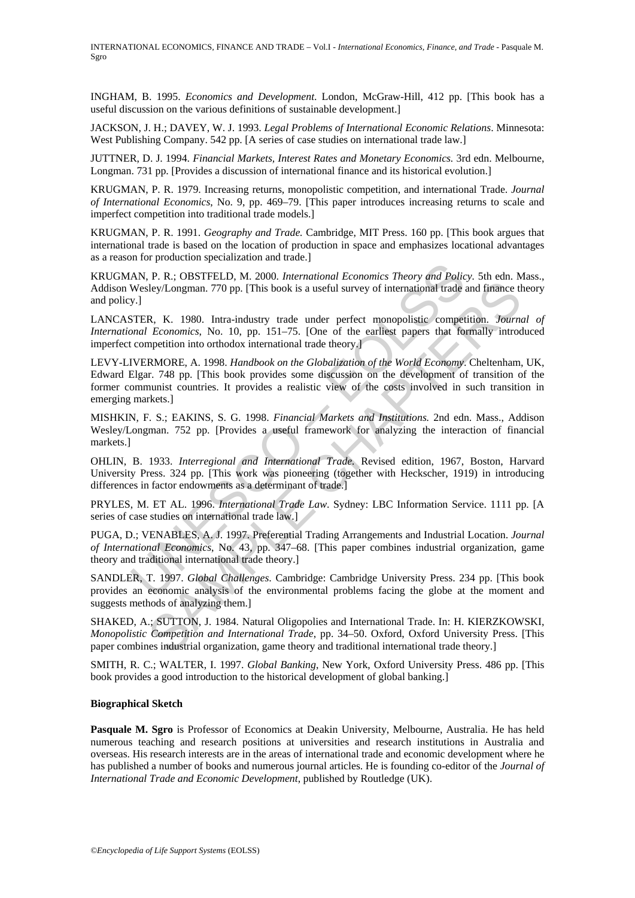INGHAM, B. 1995. *Economics and Development*. London, McGraw-Hill, 412 pp. [This book has a useful discussion on the various definitions of sustainable development.]

JACKSON, J. H.; DAVEY, W. J. 1993. *Legal Problems of International Economic Relations*. Minnesota: West Publishing Company. 542 pp. [A series of case studies on international trade law.]

JUTTNER, D. J. 1994. *Financial Markets, Interest Rates and Monetary Economics.* 3rd edn. Melbourne, Longman. 731 pp. [Provides a discussion of international finance and its historical evolution.]

KRUGMAN, P. R. 1979. Increasing returns, monopolistic competition, and international Trade. *Journal of International Economics*, No. 9, pp. 469–79. [This paper introduces increasing returns to scale and imperfect competition into traditional trade models.]

KRUGMAN, P. R. 1991. *Geography and Trade.* Cambridge, MIT Press. 160 pp. [This book argues that international trade is based on the location of production in space and emphasizes locational advantages as a reason for production specialization and trade.]

KRUGMAN, P. R.; OBSTFELD, M. 2000. *International Economics Theory and Policy.* 5th edn. Mass., Addison Wesley/Longman. 770 pp. [This book is a useful survey of international trade and finance theory and policy.]

LANCASTER, K. 1980. Intra-industry trade under perfect monopolistic competition. *Journal of International Economics*, No. 10, pp. 151–75. [One of the earliest papers that formally introduced imperfect competition into orthodox international trade theory.]

LEVY-LIVERMORE, A. 1998. *Handbook on the Globalization of the World Economy*. Cheltenham, UK, Edward Elgar. 748 pp. [This book provides some discussion on the development of transition of the former communist countries. It provides a realistic view of the costs involved in such transition in emerging markets.]

MISHKIN, F. S.; EAKINS, S. G. 1998. *Financial Markets and Institutions.* 2nd edn. Mass., Addison Wesley/Longman. 752 pp. [Provides a useful framework for analyzing the interaction of financial markets.]

OHLIN, B. 1933. *Interregional and International Trade.* Revised edition, 1967, Boston, Harvard University Press. 324 pp. [This work was pioneering (together with Heckscher, 1919) in introducing differences in factor endowments as a determinant of trade.]

PRYLES, M. ET AL. 1996. *International Trade Law*. Sydney: LBC Information Service. 1111 pp. [A series of case studies on international trade law.]

PUGA, D.; VENABLES, A. J. 1997. Preferential Trading Arrangements and Industrial Location. *Journal of International Economics*, No. 43, pp. 347–68. [This paper combines industrial organization, game theory and traditional international trade theory.]

SANDLER, T. 1997. *Global Challenges*. Cambridge: Cambridge University Press. 234 pp. [This book provides an economic analysis of the environmental problems facing the globe at the moment and suggests methods of analyzing them.]

SHAKED, A.; SUTTON, J. 1984. Natural Oligopolies and International Trade. In: H. KIERZKOWSKI, *Monopolistic Competition and International Trade*, pp. 34–50. Oxford, Oxford University Press. [This paper combines industrial organization, game theory and traditional international trade theory.]

SMITH, R. C.; WALTER, I. 1997. *Global Banking*, New York, Oxford University Press. 486 pp. [This book provides a good introduction to the historical development of global banking.]

**Biographical Sketch**

**Pasquale M. Sgro** is Professor of Economics at Deakin University, Melbourne, Australia. He has held numerous teaching and research positions at universities and research institutions in Australia and overseas. His research interests are in the areas of international trade and economic development where he has published a number of books and numerous journal articles. He is founding co-editor of the *Journal of International Trade and Economic Development*, published by Routledge (UK).